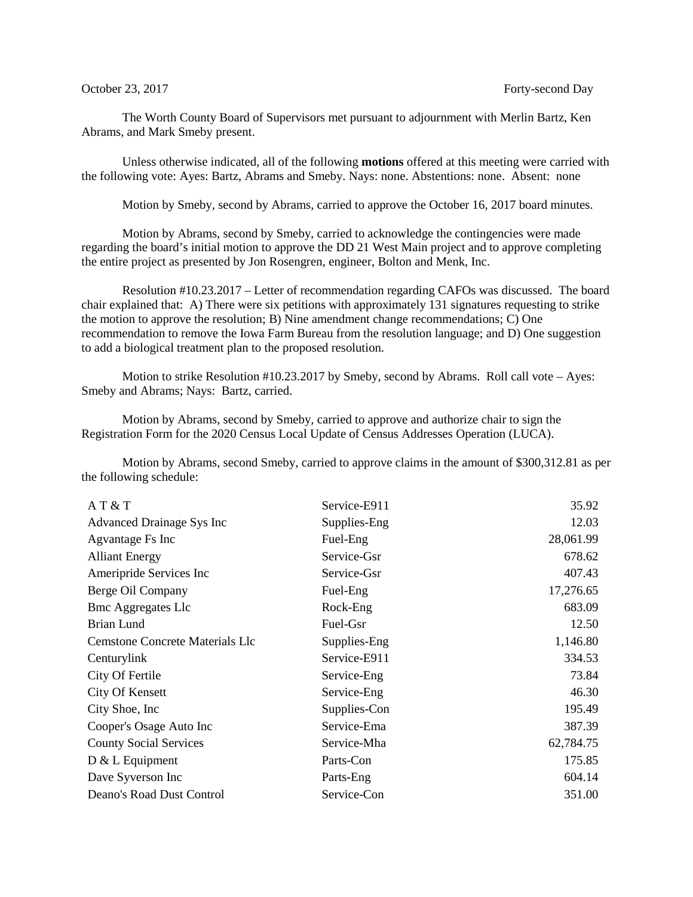October 23, 2017 Forty-second Day

The Worth County Board of Supervisors met pursuant to adjournment with Merlin Bartz, Ken Abrams, and Mark Smeby present.

Unless otherwise indicated, all of the following **motions** offered at this meeting were carried with the following vote: Ayes: Bartz, Abrams and Smeby. Nays: none. Abstentions: none. Absent: none

Motion by Smeby, second by Abrams, carried to approve the October 16, 2017 board minutes.

Motion by Abrams, second by Smeby, carried to acknowledge the contingencies were made regarding the board's initial motion to approve the DD 21 West Main project and to approve completing the entire project as presented by Jon Rosengren, engineer, Bolton and Menk, Inc.

Resolution #10.23.2017 – Letter of recommendation regarding CAFOs was discussed. The board chair explained that: A) There were six petitions with approximately 131 signatures requesting to strike the motion to approve the resolution; B) Nine amendment change recommendations; C) One recommendation to remove the Iowa Farm Bureau from the resolution language; and D) One suggestion to add a biological treatment plan to the proposed resolution.

Motion to strike Resolution #10.23.2017 by Smeby, second by Abrams. Roll call vote – Ayes: Smeby and Abrams; Nays: Bartz, carried.

Motion by Abrams, second by Smeby, carried to approve and authorize chair to sign the Registration Form for the 2020 Census Local Update of Census Addresses Operation (LUCA).

Motion by Abrams, second Smeby, carried to approve claims in the amount of $300,312.81 as per the following schedule:

| | | |
|---|---|---:|
| A T & T | Service-E911 | 35.92 |
| Advanced Drainage Sys Inc | Supplies-Eng | 12.03 |
| Agvantage Fs Inc | Fuel-Eng | 28,061.99 |
| Alliant Energy | Service-Gsr | 678.62 |
| Ameripride Services Inc | Service-Gsr | 407.43 |
| Berge Oil Company | Fuel-Eng | 17,276.65 |
| Bmc Aggregates Llc | Rock-Eng | 683.09 |
| Brian Lund | Fuel-Gsr | 12.50 |
| Cemstone Concrete Materials Llc | Supplies-Eng | 1,146.80 |
| Centurylink | Service-E911 | 334.53 |
| City Of Fertile | Service-Eng | 73.84 |
| City Of Kensett | Service-Eng | 46.30 |
| City Shoe, Inc | Supplies-Con | 195.49 |
| Cooper's Osage Auto Inc | Service-Ema | 387.39 |
| County Social Services | Service-Mha | 62,784.75 |
| D & L Equipment | Parts-Con | 175.85 |
| Dave Syverson Inc | Parts-Eng | 604.14 |
| Deano's Road Dust Control | Service-Con | 351.00 |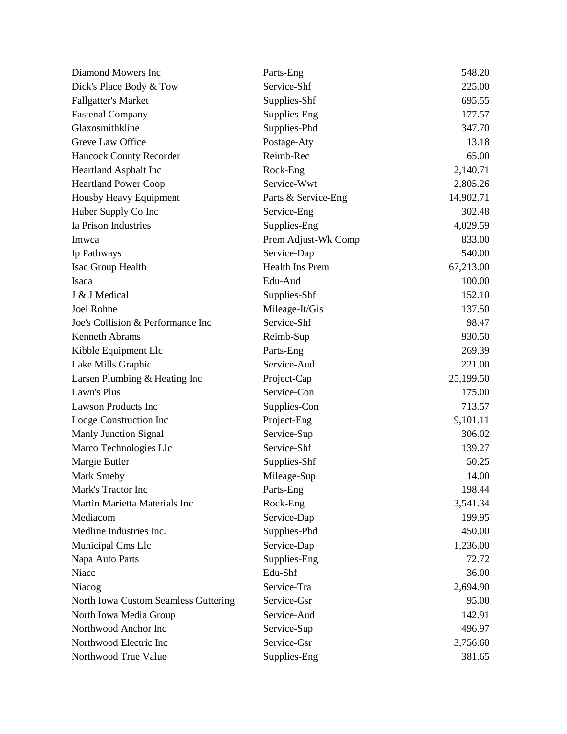| | | |
|---|---|---|
| Diamond Mowers Inc | Parts-Eng | 548.20 |
| Dick's Place Body & Tow | Service-Shf | 225.00 |
| Fallgatter's Market | Supplies-Shf | 695.55 |
| Fastenal Company | Supplies-Eng | 177.57 |
| Glaxosmithkline | Supplies-Phd | 347.70 |
| Greve Law Office | Postage-Aty | 13.18 |
| Hancock County Recorder | Reimb-Rec | 65.00 |
| Heartland Asphalt Inc | Rock-Eng | 2,140.71 |
| Heartland Power Coop | Service-Wwt | 2,805.26 |
| Housby Heavy Equipment | Parts & Service-Eng | 14,902.71 |
| Huber Supply Co Inc | Service-Eng | 302.48 |
| Ia Prison Industries | Supplies-Eng | 4,029.59 |
| Imwca | Prem Adjust-Wk Comp | 833.00 |
| Ip Pathways | Service-Dap | 540.00 |
| Isac Group Health | Health Ins Prem | 67,213.00 |
| Isaca | Edu-Aud | 100.00 |
| J & J Medical | Supplies-Shf | 152.10 |
| Joel Rohne | Mileage-It/Gis | 137.50 |
| Joe's Collision & Performance Inc | Service-Shf | 98.47 |
| Kenneth Abrams | Reimb-Sup | 930.50 |
| Kibble Equipment Llc | Parts-Eng | 269.39 |
| Lake Mills Graphic | Service-Aud | 221.00 |
| Larsen Plumbing & Heating Inc | Project-Cap | 25,199.50 |
| Lawn's Plus | Service-Con | 175.00 |
| Lawson Products Inc | Supplies-Con | 713.57 |
| Lodge Construction Inc | Project-Eng | 9,101.11 |
| Manly Junction Signal | Service-Sup | 306.02 |
| Marco Technologies Llc | Service-Shf | 139.27 |
| Margie Butler | Supplies-Shf | 50.25 |
| Mark Smeby | Mileage-Sup | 14.00 |
| Mark's Tractor Inc | Parts-Eng | 198.44 |
| Martin Marietta Materials Inc | Rock-Eng | 3,541.34 |
| Mediacom | Service-Dap | 199.95 |
| Medline Industries Inc. | Supplies-Phd | 450.00 |
| Municipal Cms Llc | Service-Dap | 1,236.00 |
| Napa Auto Parts | Supplies-Eng | 72.72 |
| Niacc | Edu-Shf | 36.00 |
| Niacog | Service-Tra | 2,694.90 |
| North Iowa Custom Seamless Guttering | Service-Gsr | 95.00 |
| North Iowa Media Group | Service-Aud | 142.91 |
| Northwood Anchor Inc | Service-Sup | 496.97 |
| Northwood Electric Inc | Service-Gsr | 3,756.60 |
| Northwood True Value | Supplies-Eng | 381.65 |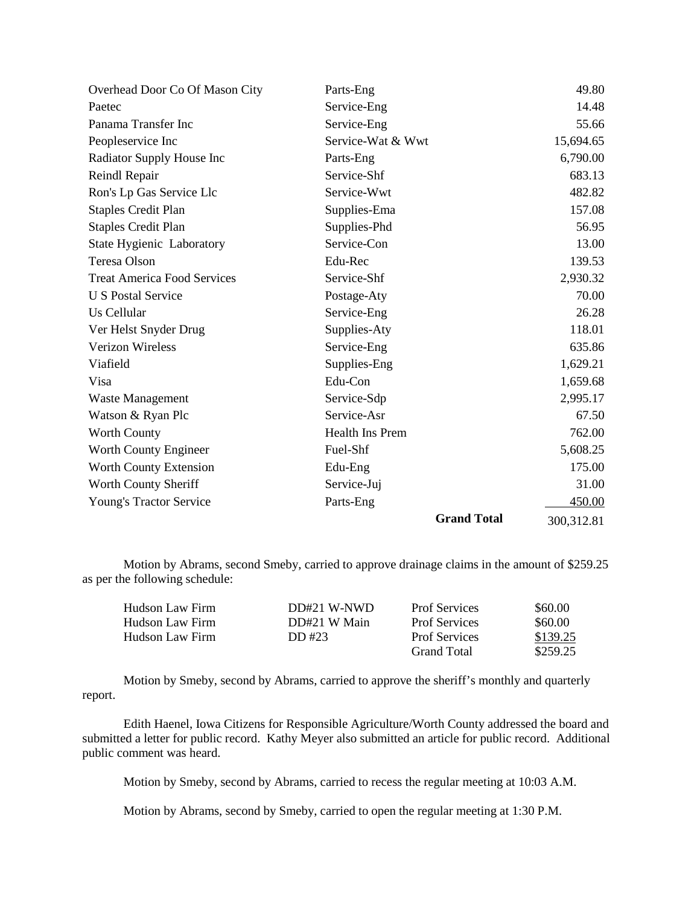| | | |
|---|---|---|
| Overhead Door Co Of Mason City | Parts-Eng | 49.80 |
| Paetec | Service-Eng | 14.48 |
| Panama Transfer Inc | Service-Eng | 55.66 |
| Peopleservice Inc | Service-Wat & Wwt | 15,694.65 |
| Radiator Supply House Inc | Parts-Eng | 6,790.00 |
| Reindl Repair | Service-Shf | 683.13 |
| Ron's Lp Gas Service Llc | Service-Wwt | 482.82 |
| Staples Credit Plan | Supplies-Ema | 157.08 |
| Staples Credit Plan | Supplies-Phd | 56.95 |
| State Hygienic Laboratory | Service-Con | 13.00 |
| Teresa Olson | Edu-Rec | 139.53 |
| Treat America Food Services | Service-Shf | 2,930.32 |
| U S Postal Service | Postage-Aty | 70.00 |
| Us Cellular | Service-Eng | 26.28 |
| Ver Helst Snyder Drug | Supplies-Aty | 118.01 |
| Verizon Wireless | Service-Eng | 635.86 |
| Viafield | Supplies-Eng | 1,629.21 |
| Visa | Edu-Con | 1,659.68 |
| Waste Management | Service-Sdp | 2,995.17 |
| Watson & Ryan Plc | Service-Asr | 67.50 |
| Worth County | Health Ins Prem | 762.00 |
| Worth County Engineer | Fuel-Shf | 5,608.25 |
| Worth County Extension | Edu-Eng | 175.00 |
| Worth County Sheriff | Service-Juj | 31.00 |
| Young's Tractor Service | Parts-Eng | 450.00 |
| | **Grand Total** | 300,312.81 |

Motion by Abrams, second Smeby, carried to approve drainage claims in the amount of $259.25 as per the following schedule:

| | | | |
|---|---|---|---|
| Hudson Law Firm | DD#21 W-NWD | Prof Services | $60.00 |
| Hudson Law Firm | DD#21 W Main | Prof Services | $60.00 |
| Hudson Law Firm | DD #23 | Prof Services | $139.25 |
| | | Grand Total | $259.25 |

Motion by Smeby, second by Abrams, carried to approve the sheriff's monthly and quarterly report.

Edith Haenel, Iowa Citizens for Responsible Agriculture/Worth County addressed the board and submitted a letter for public record. Kathy Meyer also submitted an article for public record. Additional public comment was heard.

Motion by Smeby, second by Abrams, carried to recess the regular meeting at 10:03 A.M.

Motion by Abrams, second by Smeby, carried to open the regular meeting at 1:30 P.M.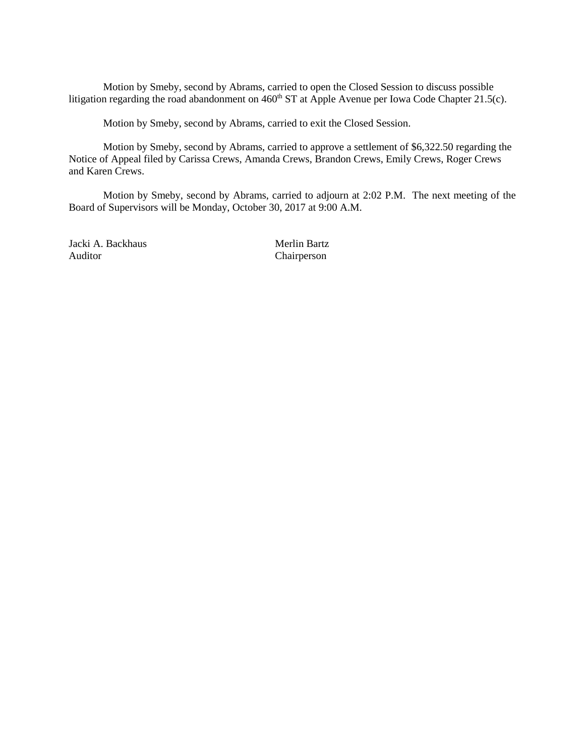Motion by Smeby, second by Abrams, carried to open the Closed Session to discuss possible litigation regarding the road abandonment on 460th ST at Apple Avenue per Iowa Code Chapter 21.5(c).

Motion by Smeby, second by Abrams, carried to exit the Closed Session.

Motion by Smeby, second by Abrams, carried to approve a settlement of $6,322.50 regarding the Notice of Appeal filed by Carissa Crews, Amanda Crews, Brandon Crews, Emily Crews, Roger Crews and Karen Crews.

Motion by Smeby, second by Abrams, carried to adjourn at 2:02 P.M. The next meeting of the Board of Supervisors will be Monday, October 30, 2017 at 9:00 A.M.

| | |
|---|---|
| Jacki A. Backhaus | Merlin Bartz |
| Auditor | Chairperson |